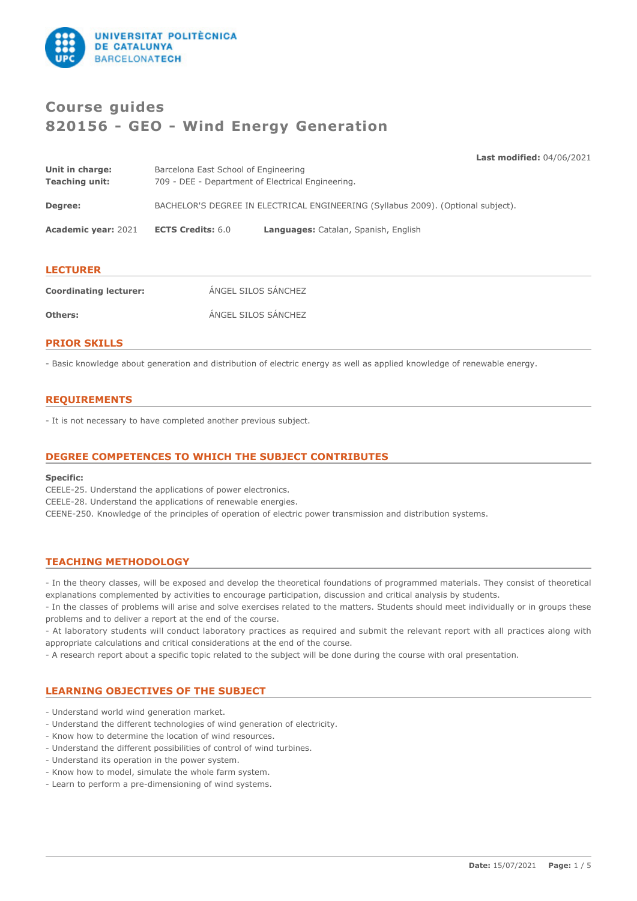# Course guides
# 820156 - GEO - Wind Energy Generation

**Last modified:** 04/06/2021

**Unit in charge:** Barcelona East School of Engineering
**Teaching unit:** 709 - DEE - Department of Electrical Engineering.

**Degree:** BACHELOR'S DEGREE IN ELECTRICAL ENGINEERING (Syllabus 2009). (Optional subject).

**Academic year:** 2021 **ECTS Credits:** 6.0 **Languages:** Catalan, Spanish, English

## LECTURER

**Coordinating lecturer:** ÁNGEL SILOS SÁNCHEZ

**Others:** ÁNGEL SILOS SÁNCHEZ

## PRIOR SKILLS

- Basic knowledge about generation and distribution of electric energy as well as applied knowledge of renewable energy.

## REQUIREMENTS

- It is not necessary to have completed another previous subject.

## DEGREE COMPETENCES TO WHICH THE SUBJECT CONTRIBUTES

**Specific:**
CEELE-25. Understand the applications of power electronics.
CEELE-28. Understand the applications of renewable energies.
CEENE-250. Knowledge of the principles of operation of electric power transmission and distribution systems.

## TEACHING METHODOLOGY

- In the theory classes, will be exposed and develop the theoretical foundations of programmed materials. They consist of theoretical explanations complemented by activities to encourage participation, discussion and critical analysis by students.
- In the classes of problems will arise and solve exercises related to the matters. Students should meet individually or in groups these problems and to deliver a report at the end of the course.
- At laboratory students will conduct laboratory practices as required and submit the relevant report with all practices along with appropriate calculations and critical considerations at the end of the course.
- A research report about a specific topic related to the subject will be done during the course with oral presentation.

## LEARNING OBJECTIVES OF THE SUBJECT

- Understand world wind generation market.
- Understand the different technologies of wind generation of electricity.
- Know how to determine the location of wind resources.
- Understand the different possibilities of control of wind turbines.
- Understand its operation in the power system.
- Know how to model, simulate the whole farm system.
- Learn to perform a pre-dimensioning of wind systems.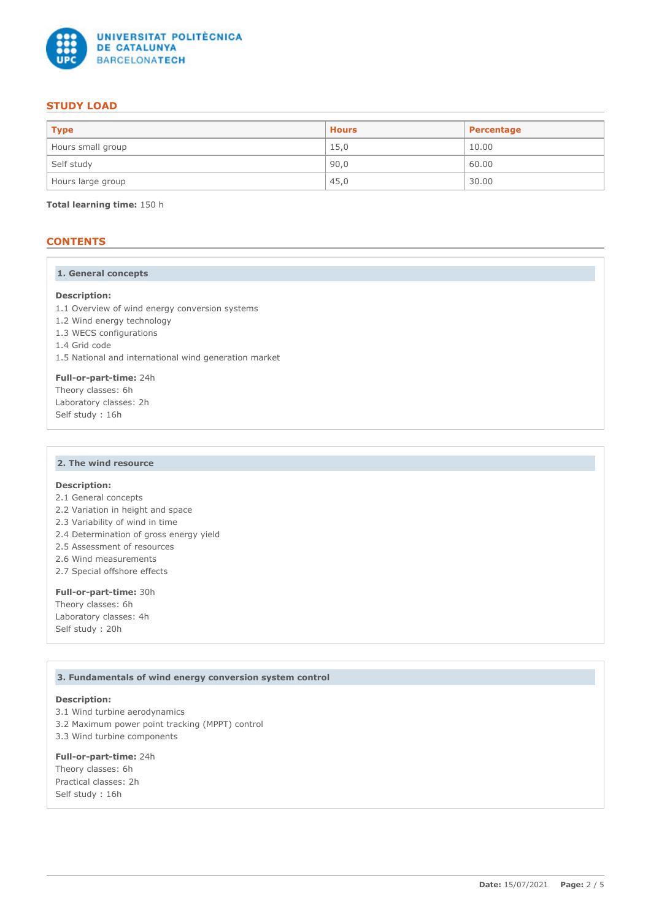## STUDY LOAD

| Type | Hours | Percentage |
| --- | --- | --- |
| Hours small group | 15,0 | 10.00 |
| Self study | 90,0 | 60.00 |
| Hours large group | 45,0 | 30.00 |

**Total learning time:** 150 h

## CONTENTS

### 1. General concepts

**Description:**
1.1 Overview of wind energy conversion systems
1.2 Wind energy technology
1.3 WECS configurations
1.4 Grid code
1.5 National and international wind generation market

**Full-or-part-time:** 24h
Theory classes: 6h
Laboratory classes: 2h
Self study : 16h

### 2. The wind resource

**Description:**
2.1 General concepts
2.2 Variation in height and space
2.3 Variability of wind in time
2.4 Determination of gross energy yield
2.5 Assessment of resources
2.6 Wind measurements
2.7 Special offshore effects

**Full-or-part-time:** 30h
Theory classes: 6h
Laboratory classes: 4h
Self study : 20h

### 3. Fundamentals of wind energy conversion system control

**Description:**
3.1 Wind turbine aerodynamics
3.2 Maximum power point tracking (MPPT) control
3.3 Wind turbine components

**Full-or-part-time:** 24h
Theory classes: 6h
Practical classes: 2h
Self study : 16h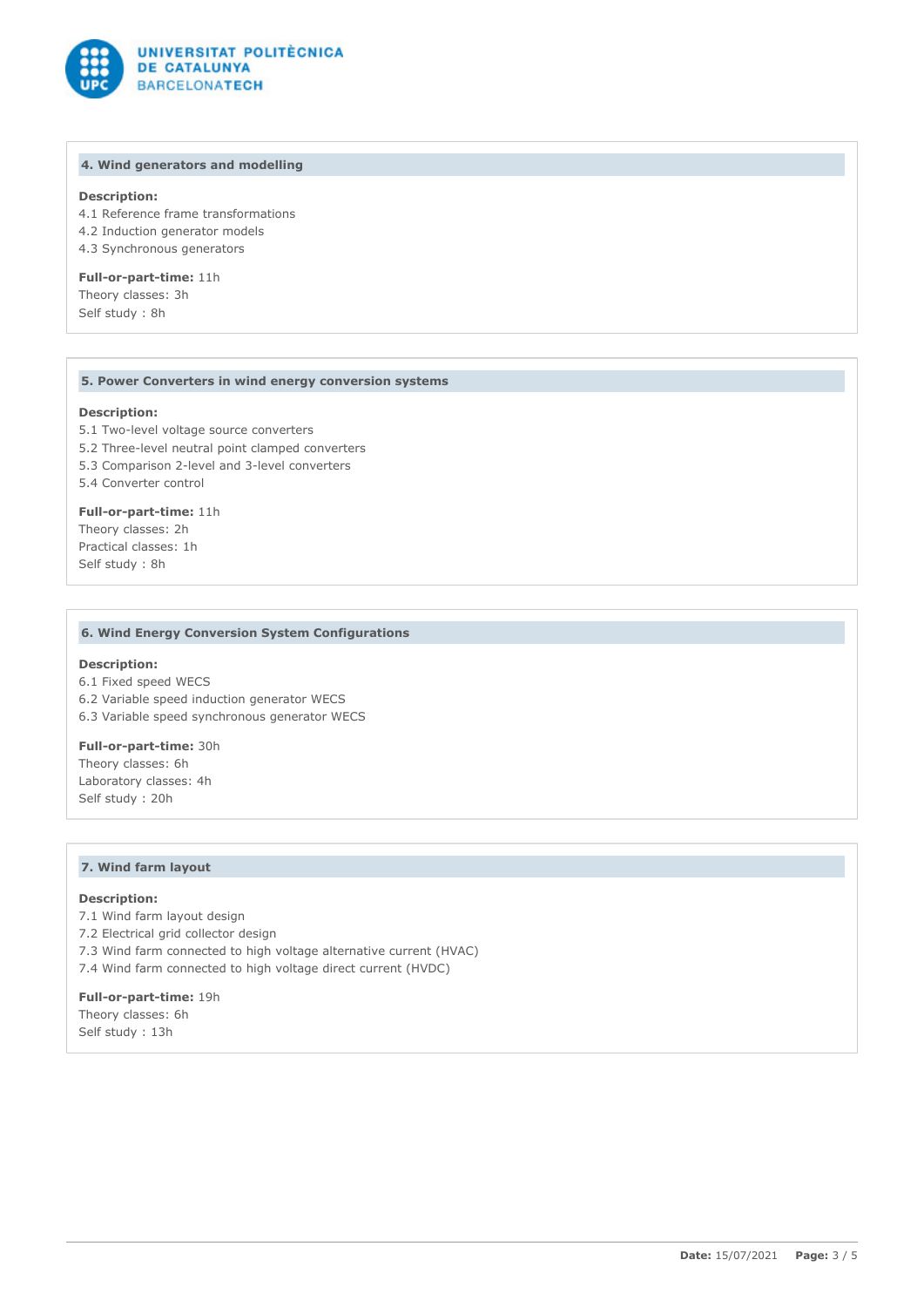### 4. Wind generators and modelling

**Description:**
4.1 Reference frame transformations
4.2 Induction generator models
4.3 Synchronous generators

**Full-or-part-time:** 11h
Theory classes: 3h
Self study : 8h

### 5. Power Converters in wind energy conversion systems

**Description:**
5.1 Two-level voltage source converters
5.2 Three-level neutral point clamped converters
5.3 Comparison 2-level and 3-level converters
5.4 Converter control

**Full-or-part-time:** 11h
Theory classes: 2h
Practical classes: 1h
Self study : 8h

### 6. Wind Energy Conversion System Configurations

**Description:**
6.1 Fixed speed WECS
6.2 Variable speed induction generator WECS
6.3 Variable speed synchronous generator WECS

**Full-or-part-time:** 30h
Theory classes: 6h
Laboratory classes: 4h
Self study : 20h

### 7. Wind farm layout

**Description:**
7.1 Wind farm layout design
7.2 Electrical grid collector design
7.3 Wind farm connected to high voltage alternative current (HVAC)
7.4 Wind farm connected to high voltage direct current (HVDC)

**Full-or-part-time:** 19h
Theory classes: 6h
Self study : 13h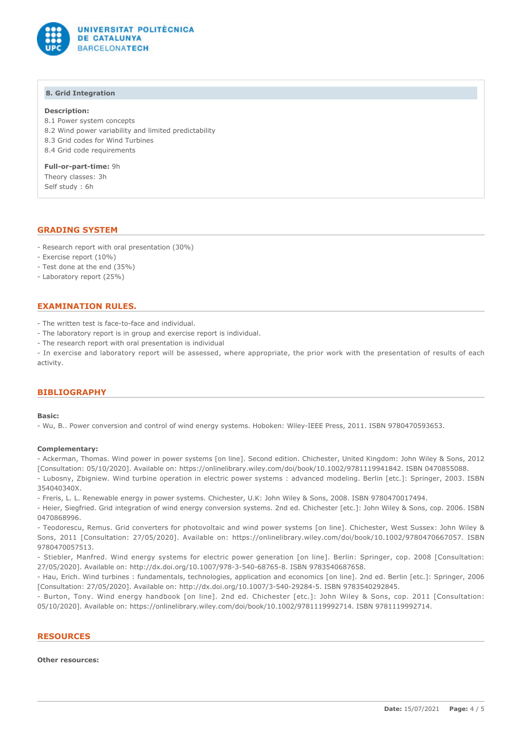**8. Grid Integration**

**Description:**
8.1 Power system concepts
8.2 Wind power variability and limited predictability
8.3 Grid codes for Wind Turbines
8.4 Grid code requirements

**Full-or-part-time:** 9h
Theory classes: 3h
Self study : 6h

## GRADING SYSTEM

- Research report with oral presentation (30%)
- Exercise report (10%)
- Test done at the end (35%)
- Laboratory report (25%)

## EXAMINATION RULES.

- The written test is face-to-face and individual.
- The laboratory report is in group and exercise report is individual.
- The research report with oral presentation is individual
- In exercise and laboratory report will be assessed, where appropriate, the prior work with the presentation of results of each activity.

## BIBLIOGRAPHY

**Basic:**
- Wu, B.. Power conversion and control of wind energy systems. Hoboken: Wiley-IEEE Press, 2011. ISBN 9780470593653.

**Complementary:**
- Ackerman, Thomas. Wind power in power systems [on line]. Second edition. Chichester, United Kingdom: John Wiley & Sons, 2012 [Consultation: 05/10/2020]. Available on: https://onlinelibrary.wiley.com/doi/book/10.1002/9781119941842. ISBN 0470855088.
- Lubosny, Zbigniew. Wind turbine operation in electric power systems : advanced modeling. Berlin [etc.]: Springer, 2003. ISBN 354040340X.
- Freris, L. L. Renewable energy in power systems. Chichester, U.K: John Wiley & Sons, 2008. ISBN 9780470017494.
- Heier, Siegfried. Grid integration of wind energy conversion systems. 2nd ed. Chichester [etc.]: John Wiley & Sons, cop. 2006. ISBN 0470868996.
- Teodorescu, Remus. Grid converters for photovoltaic and wind power systems [on line]. Chichester, West Sussex: John Wiley & Sons, 2011 [Consultation: 27/05/2020]. Available on: https://onlinelibrary.wiley.com/doi/book/10.1002/9780470667057. ISBN 9780470057513.
- Stiebler, Manfred. Wind energy systems for electric power generation [on line]. Berlin: Springer, cop. 2008 [Consultation: 27/05/2020]. Available on: http://dx.doi.org/10.1007/978-3-540-68765-8. ISBN 9783540687658.
- Hau, Erich. Wind turbines : fundamentals, technologies, application and economics [on line]. 2nd ed. Berlin [etc.]: Springer, 2006 [Consultation: 27/05/2020]. Available on: http://dx.doi.org/10.1007/3-540-29284-5. ISBN 9783540292845.
- Burton, Tony. Wind energy handbook [on line]. 2nd ed. Chichester [etc.]: John Wiley & Sons, cop. 2011 [Consultation: 05/10/2020]. Available on: https://onlinelibrary.wiley.com/doi/book/10.1002/9781119992714. ISBN 9781119992714.

## RESOURCES

**Other resources:**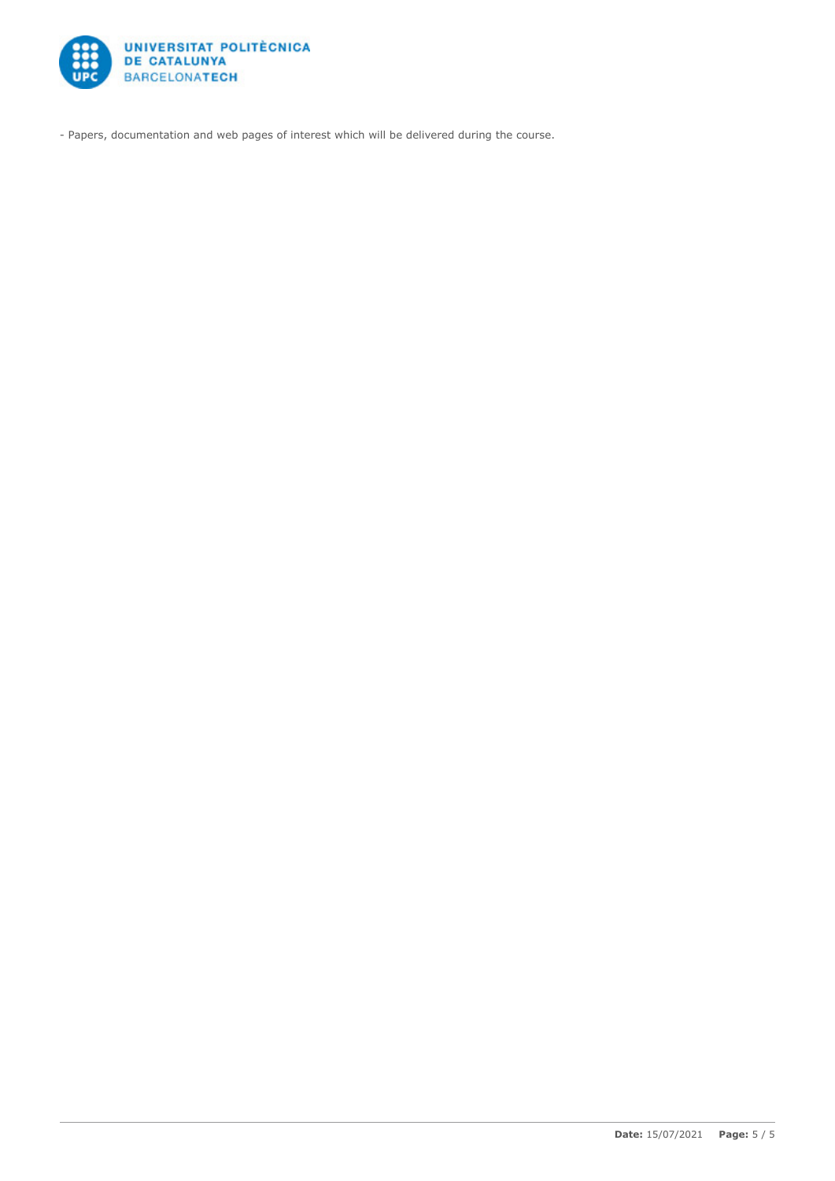- Papers, documentation and web pages of interest which will be delivered during the course.